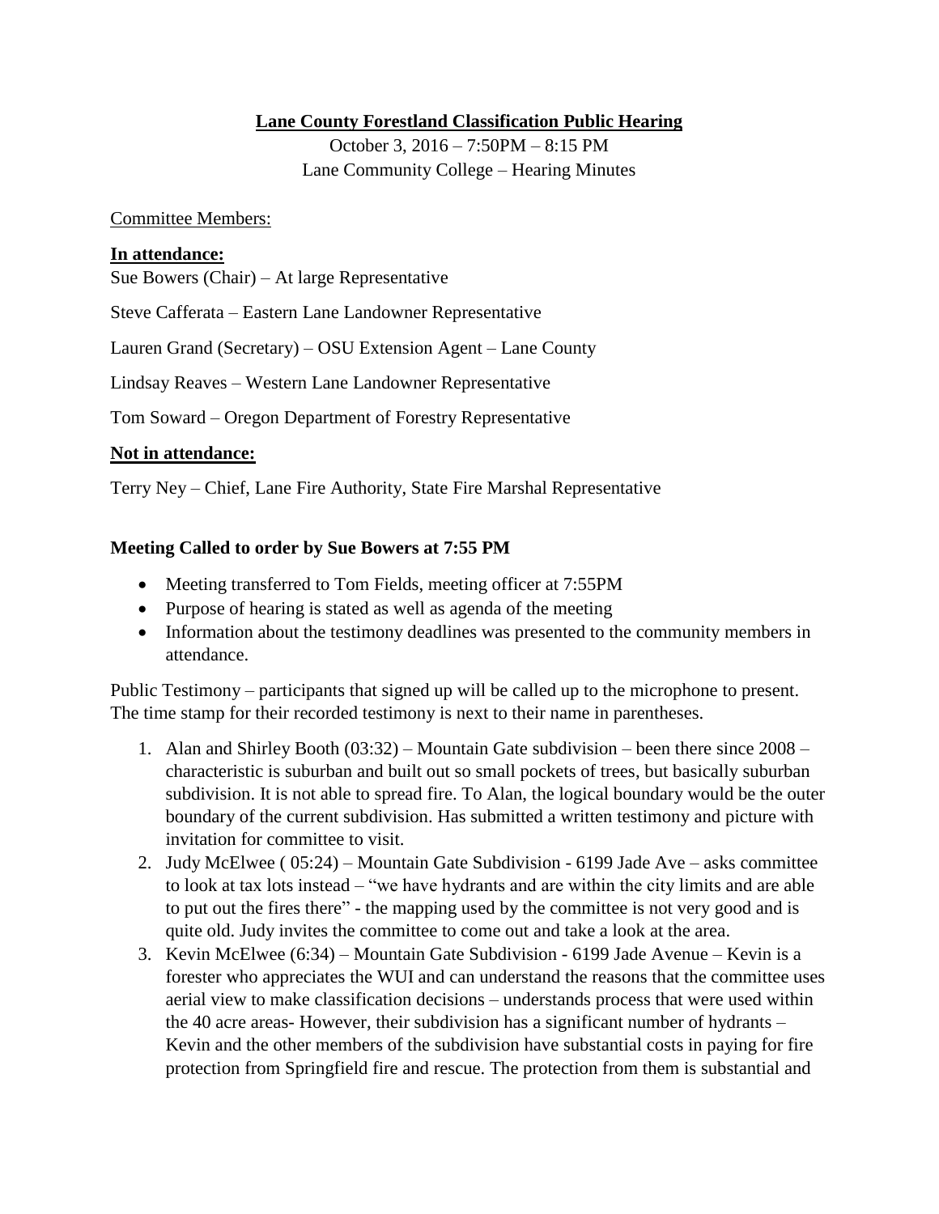# Lane County Forestland Classification Public Hearing

October 3, 2016 – 7:50PM – 8:15 PM
Lane Community College – Hearing Minutes

Committee Members:

**In attendance:**

Sue Bowers (Chair) – At large Representative

Steve Cafferata – Eastern Lane Landowner Representative

Lauren Grand (Secretary) – OSU Extension Agent – Lane County

Lindsay Reaves – Western Lane Landowner Representative

Tom Soward – Oregon Department of Forestry Representative

**Not in attendance:**

Terry Ney – Chief, Lane Fire Authority, State Fire Marshal Representative

**Meeting Called to order by Sue Bowers at 7:55 PM**

- Meeting transferred to Tom Fields, meeting officer at 7:55PM
- Purpose of hearing is stated as well as agenda of the meeting
- Information about the testimony deadlines was presented to the community members in attendance.

Public Testimony – participants that signed up will be called up to the microphone to present. The time stamp for their recorded testimony is next to their name in parentheses.

1. Alan and Shirley Booth (03:32) – Mountain Gate subdivision – been there since 2008 – characteristic is suburban and built out so small pockets of trees, but basically suburban subdivision. It is not able to spread fire. To Alan, the logical boundary would be the outer boundary of the current subdivision. Has submitted a written testimony and picture with invitation for committee to visit.
2. Judy McElwee ( 05:24) – Mountain Gate Subdivision - 6199 Jade Ave – asks committee to look at tax lots instead – "we have hydrants and are within the city limits and are able to put out the fires there" - the mapping used by the committee is not very good and is quite old. Judy invites the committee to come out and take a look at the area.
3. Kevin McElwee (6:34) – Mountain Gate Subdivision - 6199 Jade Avenue – Kevin is a forester who appreciates the WUI and can understand the reasons that the committee uses aerial view to make classification decisions – understands process that were used within the 40 acre areas- However, their subdivision has a significant number of hydrants – Kevin and the other members of the subdivision have substantial costs in paying for fire protection from Springfield fire and rescue. The protection from them is substantial and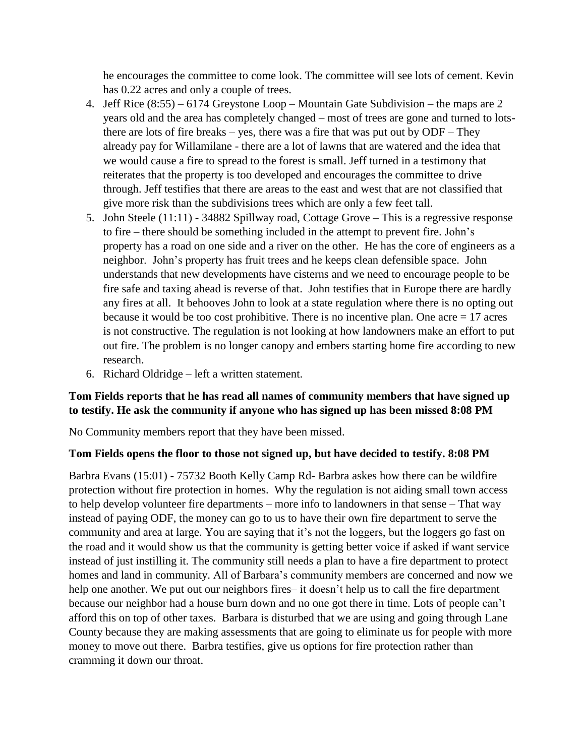he encourages the committee to come look. The committee will see lots of cement. Kevin has 0.22 acres and only a couple of trees.

4. Jeff Rice (8:55) – 6174 Greystone Loop – Mountain Gate Subdivision – the maps are 2 years old and the area has completely changed – most of trees are gone and turned to lots- there are lots of fire breaks – yes, there was a fire that was put out by ODF – They already pay for Willamilane - there are a lot of lawns that are watered and the idea that we would cause a fire to spread to the forest is small. Jeff turned in a testimony that reiterates that the property is too developed and encourages the committee to drive through. Jeff testifies that there are areas to the east and west that are not classified that give more risk than the subdivisions trees which are only a few feet tall.
5. John Steele (11:11) - 34882 Spillway road, Cottage Grove – This is a regressive response to fire – there should be something included in the attempt to prevent fire. John's property has a road on one side and a river on the other. He has the core of engineers as a neighbor. John's property has fruit trees and he keeps clean defensible space. John understands that new developments have cisterns and we need to encourage people to be fire safe and taxing ahead is reverse of that. John testifies that in Europe there are hardly any fires at all. It behooves John to look at a state regulation where there is no opting out because it would be too cost prohibitive. There is no incentive plan. One acre = 17 acres is not constructive. The regulation is not looking at how landowners make an effort to put out fire. The problem is no longer canopy and embers starting home fire according to new research.
6. Richard Oldridge – left a written statement.

**Tom Fields reports that he has read all names of community members that have signed up to testify. He ask the community if anyone who has signed up has been missed 8:08 PM**

No Community members report that they have been missed.

**Tom Fields opens the floor to those not signed up, but have decided to testify. 8:08 PM**

Barbra Evans (15:01) - 75732 Booth Kelly Camp Rd- Barbra askes how there can be wildfire protection without fire protection in homes. Why the regulation is not aiding small town access to help develop volunteer fire departments – more info to landowners in that sense – That way instead of paying ODF, the money can go to us to have their own fire department to serve the community and area at large. You are saying that it's not the loggers, but the loggers go fast on the road and it would show us that the community is getting better voice if asked if want service instead of just instilling it. The community still needs a plan to have a fire department to protect homes and land in community. All of Barbara's community members are concerned and now we help one another. We put out our neighbors fires– it doesn't help us to call the fire department because our neighbor had a house burn down and no one got there in time. Lots of people can't afford this on top of other taxes. Barbara is disturbed that we are using and going through Lane County because they are making assessments that are going to eliminate us for people with more money to move out there. Barbra testifies, give us options for fire protection rather than cramming it down our throat.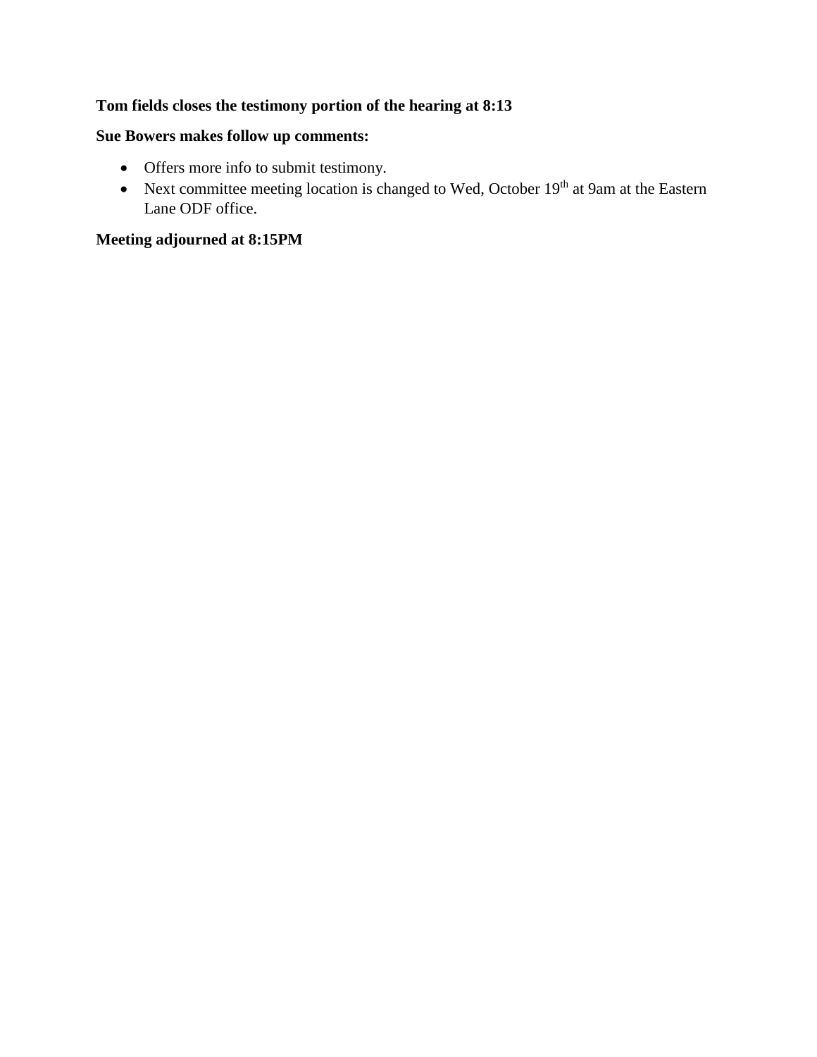**Tom fields closes the testimony portion of the hearing at 8:13**

**Sue Bowers makes follow up comments:**

- Offers more info to submit testimony.
- Next committee meeting location is changed to Wed, October 19th at 9am at the Eastern Lane ODF office.

**Meeting adjourned at 8:15PM**